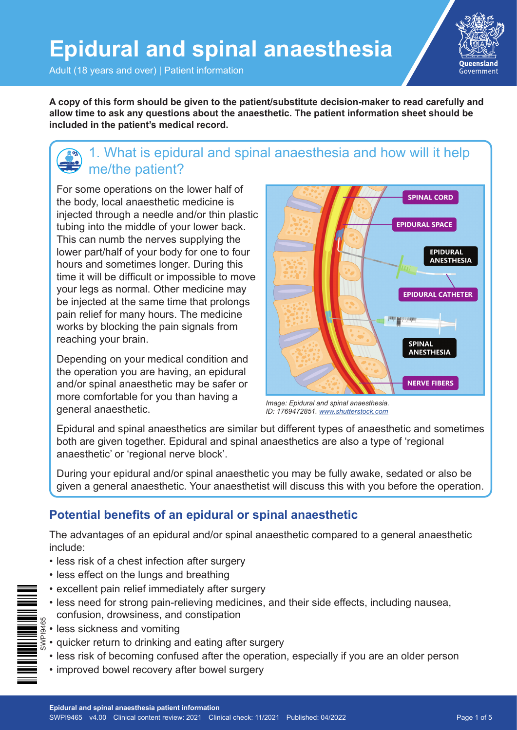# Epidural and spinal anaesthesia

Adult (18 years and over) | Patient information

**A copy of this form should be given to the patient/substitute decision-maker to read carefully and allow time to ask any questions about the anaesthetic. The patient information sheet should be included in the patient's medical record.**

## 1. What is epidural and spinal anaesthesia and how will it help me/the patient?

For some operations on the lower half of the body, local anaesthetic medicine is injected through a needle and/or thin plastic tubing into the middle of your lower back. This can numb the nerves supplying the lower part/half of your body for one to four hours and sometimes longer. During this time it will be difficult or impossible to move your legs as normal. Other medicine may be injected at the same time that prolongs pain relief for many hours. The medicine works by blocking the pain signals from reaching your brain.

Depending on your medical condition and the operation you are having, an epidural and/or spinal anaesthetic may be safer or more comfortable for you than having a general anaesthetic.

*Image: Epidural and spinal anaesthesia. ID: 1769472851. www.shutterstock.com*

Epidural and spinal anaesthetics are similar but different types of anaesthetic and sometimes both are given together. Epidural and spinal anaesthetics are also a type of 'regional anaesthetic' or 'regional nerve block'.

During your epidural and/or spinal anaesthetic you may be fully awake, sedated or also be given a general anaesthetic. Your anaesthetist will discuss this with you before the operation.

## Potential benefits of an epidural or spinal anaesthetic

The advantages of an epidural and/or spinal anaesthetic compared to a general anaesthetic include:

- less risk of a chest infection after surgery
- less effect on the lungs and breathing
- excellent pain relief immediately after surgery
- less need for strong pain-relieving medicines, and their side effects, including nausea, confusion, drowsiness, and constipation
- less sickness and vomiting
- quicker return to drinking and eating after surgery
- less risk of becoming confused after the operation, especially if you are an older person
- improved bowel recovery after bowel surgery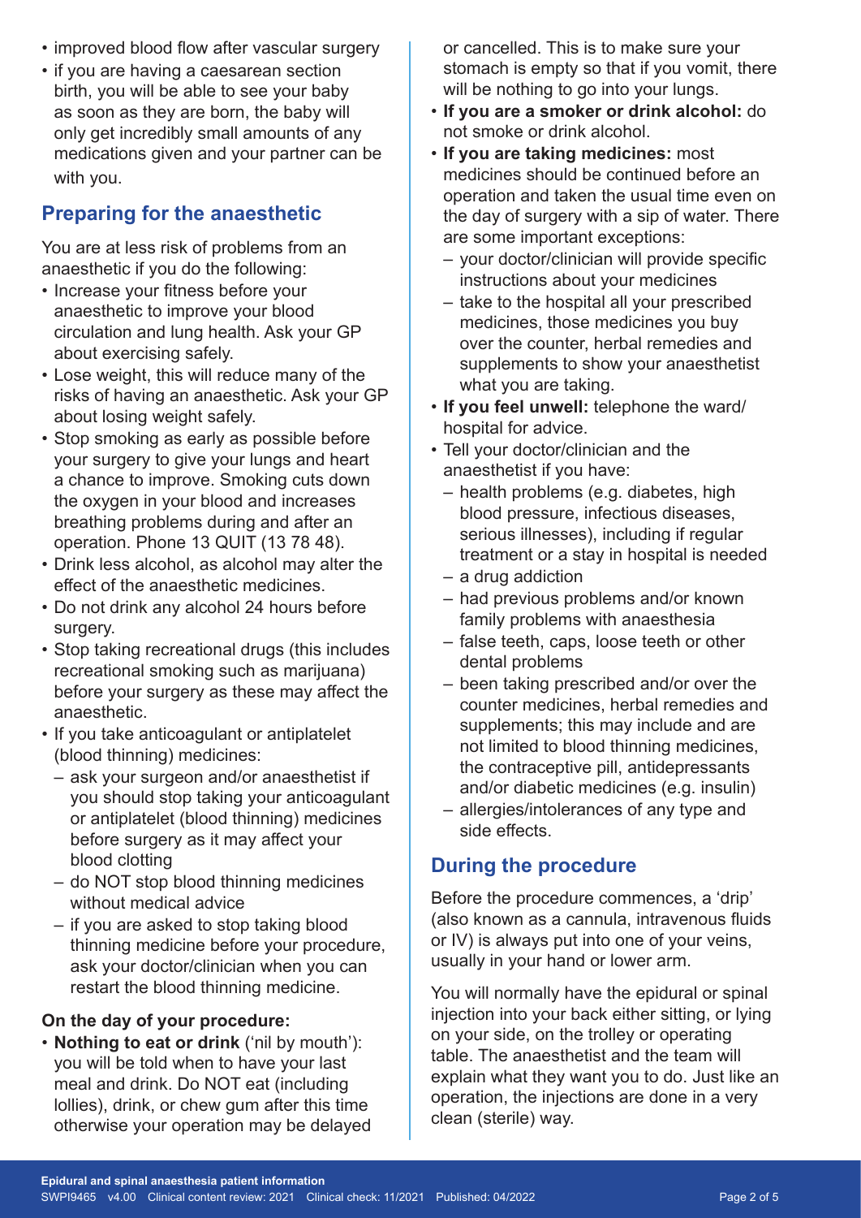- improved blood flow after vascular surgery
- if you are having a caesarean section birth, you will be able to see your baby as soon as they are born, the baby will only get incredibly small amounts of any medications given and your partner can be with you.

## Preparing for the anaesthetic

You are at less risk of problems from an anaesthetic if you do the following:

- Increase your fitness before your anaesthetic to improve your blood circulation and lung health. Ask your GP about exercising safely.
- Lose weight, this will reduce many of the risks of having an anaesthetic. Ask your GP about losing weight safely.
- Stop smoking as early as possible before your surgery to give your lungs and heart a chance to improve. Smoking cuts down the oxygen in your blood and increases breathing problems during and after an operation. Phone 13 QUIT (13 78 48).
- Drink less alcohol, as alcohol may alter the effect of the anaesthetic medicines.
- Do not drink any alcohol 24 hours before surgery.
- Stop taking recreational drugs (this includes recreational smoking such as marijuana) before your surgery as these may affect the anaesthetic.
- If you take anticoagulant or antiplatelet (blood thinning) medicines:
  - ask your surgeon and/or anaesthetist if you should stop taking your anticoagulant or antiplatelet (blood thinning) medicines before surgery as it may affect your blood clotting
  - do NOT stop blood thinning medicines without medical advice
  - if you are asked to stop taking blood thinning medicine before your procedure, ask your doctor/clinician when you can restart the blood thinning medicine.

### On the day of your procedure:

- **Nothing to eat or drink** ('nil by mouth'): you will be told when to have your last meal and drink. Do NOT eat (including lollies), drink, or chew gum after this time otherwise your operation may be delayed or cancelled. This is to make sure your stomach is empty so that if you vomit, there will be nothing to go into your lungs.
- **If you are a smoker or drink alcohol:** do not smoke or drink alcohol.
- **If you are taking medicines:** most medicines should be continued before an operation and taken the usual time even on the day of surgery with a sip of water. There are some important exceptions:
  - your doctor/clinician will provide specific instructions about your medicines
  - take to the hospital all your prescribed medicines, those medicines you buy over the counter, herbal remedies and supplements to show your anaesthetist what you are taking.
- **If you feel unwell:** telephone the ward/hospital for advice.
- Tell your doctor/clinician and the anaesthetist if you have:
  - health problems (e.g. diabetes, high blood pressure, infectious diseases, serious illnesses), including if regular treatment or a stay in hospital is needed
  - a drug addiction
  - had previous problems and/or known family problems with anaesthesia
  - false teeth, caps, loose teeth or other dental problems
  - been taking prescribed and/or over the counter medicines, herbal remedies and supplements; this may include and are not limited to blood thinning medicines, the contraceptive pill, antidepressants and/or diabetic medicines (e.g. insulin)
  - allergies/intolerances of any type and side effects.

## During the procedure

Before the procedure commences, a 'drip' (also known as a cannula, intravenous fluids or IV) is always put into one of your veins, usually in your hand or lower arm.

You will normally have the epidural or spinal injection into your back either sitting, or lying on your side, on the trolley or operating table. The anaesthetist and the team will explain what they want you to do. Just like an operation, the injections are done in a very clean (sterile) way.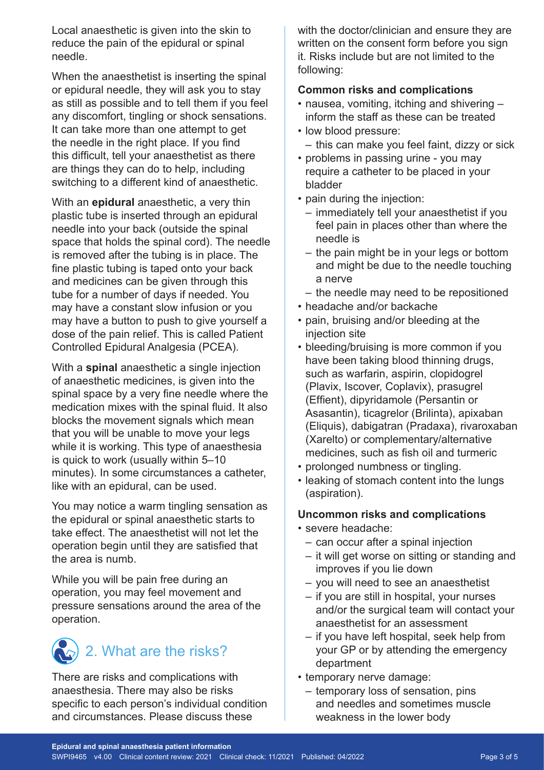Local anaesthetic is given into the skin to reduce the pain of the epidural or spinal needle.

When the anaesthetist is inserting the spinal or epidural needle, they will ask you to stay as still as possible and to tell them if you feel any discomfort, tingling or shock sensations. It can take more than one attempt to get the needle in the right place. If you find this difficult, tell your anaesthetist as there are things they can do to help, including switching to a different kind of anaesthetic.

With an **epidural** anaesthetic, a very thin plastic tube is inserted through an epidural needle into your back (outside the spinal space that holds the spinal cord). The needle is removed after the tubing is in place. The fine plastic tubing is taped onto your back and medicines can be given through this tube for a number of days if needed. You may have a constant slow infusion or you may have a button to push to give yourself a dose of the pain relief. This is called Patient Controlled Epidural Analgesia (PCEA).

With a **spinal** anaesthetic a single injection of anaesthetic medicines, is given into the spinal space by a very fine needle where the medication mixes with the spinal fluid. It also blocks the movement signals which mean that you will be unable to move your legs while it is working. This type of anaesthesia is quick to work (usually within 5–10 minutes). In some circumstances a catheter, like with an epidural, can be used.

You may notice a warm tingling sensation as the epidural or spinal anaesthetic starts to take effect. The anaesthetist will not let the operation begin until they are satisfied that the area is numb.

While you will be pain free during an operation, you may feel movement and pressure sensations around the area of the operation.

## 2. What are the risks?

There are risks and complications with anaesthesia. There may also be risks specific to each person's individual condition and circumstances. Please discuss these with the doctor/clinician and ensure they are written on the consent form before you sign it. Risks include but are not limited to the following:

### Common risks and complications

- nausea, vomiting, itching and shivering – inform the staff as these can be treated
- low blood pressure:
  - this can make you feel faint, dizzy or sick
- problems in passing urine - you may require a catheter to be placed in your bladder
- pain during the injection:
  - immediately tell your anaesthetist if you feel pain in places other than where the needle is
  - the pain might be in your legs or bottom and might be due to the needle touching a nerve
  - the needle may need to be repositioned
- headache and/or backache
- pain, bruising and/or bleeding at the injection site
- bleeding/bruising is more common if you have been taking blood thinning drugs, such as warfarin, aspirin, clopidogrel (Plavix, Iscover, Coplavix), prasugrel (Effient), dipyridamole (Persantin or Asasantin), ticagrelor (Brilinta), apixaban (Eliquis), dabigatran (Pradaxa), rivaroxaban (Xarelto) or complementary/alternative medicines, such as fish oil and turmeric
- prolonged numbness or tingling.
- leaking of stomach content into the lungs (aspiration).

### Uncommon risks and complications

- severe headache:
  - can occur after a spinal injection
  - it will get worse on sitting or standing and improves if you lie down
  - you will need to see an anaesthetist
  - if you are still in hospital, your nurses and/or the surgical team will contact your anaesthetist for an assessment
  - if you have left hospital, seek help from your GP or by attending the emergency department
- temporary nerve damage:
  - temporary loss of sensation, pins and needles and sometimes muscle weakness in the lower body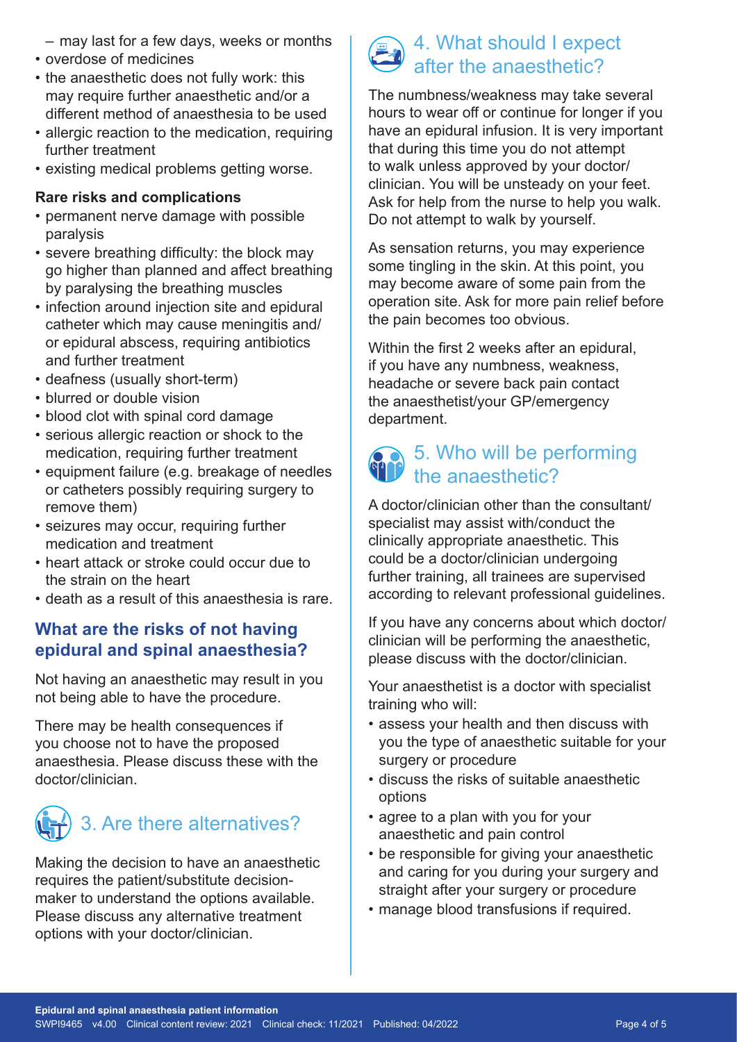- may last for a few days, weeks or months
- overdose of medicines
- the anaesthetic does not fully work: this may require further anaesthetic and/or a different method of anaesthesia to be used
- allergic reaction to the medication, requiring further treatment
- existing medical problems getting worse.

**Rare risks and complications**

- permanent nerve damage with possible paralysis
- severe breathing difficulty: the block may go higher than planned and affect breathing by paralysing the breathing muscles
- infection around injection site and epidural catheter which may cause meningitis and/or epidural abscess, requiring antibiotics and further treatment
- deafness (usually short-term)
- blurred or double vision
- blood clot with spinal cord damage
- serious allergic reaction or shock to the medication, requiring further treatment
- equipment failure (e.g. breakage of needles or catheters possibly requiring surgery to remove them)
- seizures may occur, requiring further medication and treatment
- heart attack or stroke could occur due to the strain on the heart
- death as a result of this anaesthesia is rare.

### What are the risks of not having epidural and spinal anaesthesia?

Not having an anaesthetic may result in you not being able to have the procedure.

There may be health consequences if you choose not to have the proposed anaesthesia. Please discuss these with the doctor/clinician.

## 3. Are there alternatives?

Making the decision to have an anaesthetic requires the patient/substitute decision-maker to understand the options available. Please discuss any alternative treatment options with your doctor/clinician.

## 4. What should I expect after the anaesthetic?

The numbness/weakness may take several hours to wear off or continue for longer if you have an epidural infusion. It is very important that during this time you do not attempt to walk unless approved by your doctor/clinician. You will be unsteady on your feet. Ask for help from the nurse to help you walk. Do not attempt to walk by yourself.

As sensation returns, you may experience some tingling in the skin. At this point, you may become aware of some pain from the operation site. Ask for more pain relief before the pain becomes too obvious.

Within the first 2 weeks after an epidural, if you have any numbness, weakness, headache or severe back pain contact the anaesthetist/your GP/emergency department.

## 5. Who will be performing the anaesthetic?

A doctor/clinician other than the consultant/specialist may assist with/conduct the clinically appropriate anaesthetic. This could be a doctor/clinician undergoing further training, all trainees are supervised according to relevant professional guidelines.

If you have any concerns about which doctor/clinician will be performing the anaesthetic, please discuss with the doctor/clinician.

Your anaesthetist is a doctor with specialist training who will:

- assess your health and then discuss with you the type of anaesthetic suitable for your surgery or procedure
- discuss the risks of suitable anaesthetic options
- agree to a plan with you for your anaesthetic and pain control
- be responsible for giving your anaesthetic and caring for you during your surgery and straight after your surgery or procedure
- manage blood transfusions if required.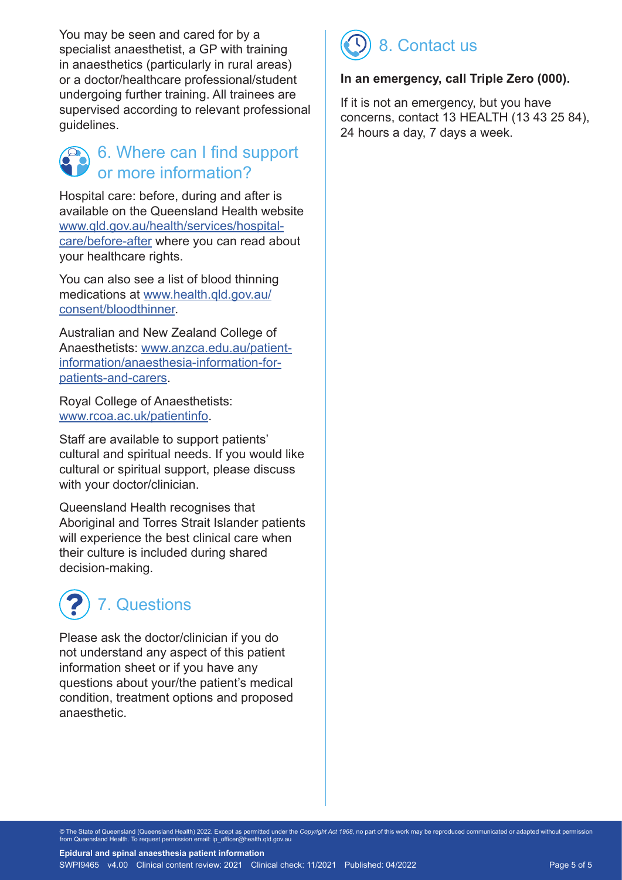You may be seen and cared for by a specialist anaesthetist, a GP with training in anaesthetics (particularly in rural areas) or a doctor/healthcare professional/student undergoing further training. All trainees are supervised according to relevant professional guidelines.

## 6. Where can I find support or more information?

Hospital care: before, during and after is available on the Queensland Health website [www.qld.gov.au/health/services/hospital-care/before-after](www.qld.gov.au/health/services/hospital-care/before-after) where you can read about your healthcare rights.

You can also see a list of blood thinning medications at [www.health.qld.gov.au/consent/bloodthinner](www.health.qld.gov.au/consent/bloodthinner).

Australian and New Zealand College of Anaesthetists: [www.anzca.edu.au/patient-information/anaesthesia-information-for-patients-and-carers](www.anzca.edu.au/patient-information/anaesthesia-information-for-patients-and-carers).

Royal College of Anaesthetists: [www.rcoa.ac.uk/patientinfo](www.rcoa.ac.uk/patientinfo).

Staff are available to support patients' cultural and spiritual needs. If you would like cultural or spiritual support, please discuss with your doctor/clinician.

Queensland Health recognises that Aboriginal and Torres Strait Islander patients will experience the best clinical care when their culture is included during shared decision-making.

## 7. Questions

Please ask the doctor/clinician if you do not understand any aspect of this patient information sheet or if you have any questions about your/the patient's medical condition, treatment options and proposed anaesthetic.

## 8. Contact us

**In an emergency, call Triple Zero (000).**

If it is not an emergency, but you have concerns, contact 13 HEALTH (13 43 25 84), 24 hours a day, 7 days a week.

© The State of Queensland (Queensland Health) 2022. Except as permitted under the *Copyright Act 1968*, no part of this work may be reproduced communicated or adapted without permission from Queensland Health. To request permission email: ip_officer@health.qld.gov.au

**Epidural and spinal anaesthesia patient information**
SWPI9465 v4.00 Clinical content review: 2021 Clinical check: 11/2021 Published: 04/2022